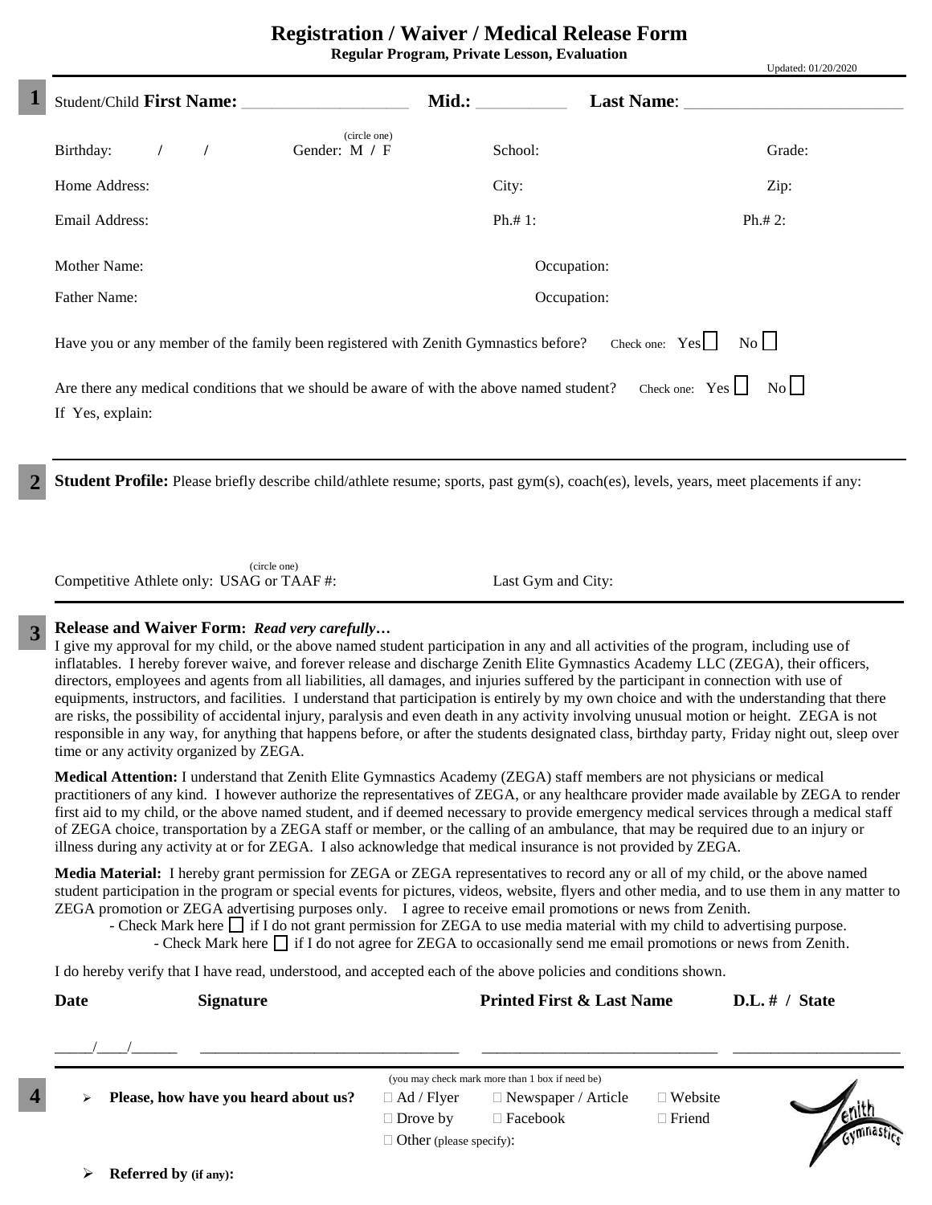# Registration / Waiver / Medical Release Form

**Regular Program, Private Lesson, Evaluation**

Updated: 01/20/2020

**1**

Student/Child **First Name:** ____________________ **Mid.:** __________ **Last Name**: __________________________

Birthday: / / Gender: M / F (circle one) School: Grade:

Home Address: City: Zip:

Email Address: Ph.# 1: Ph.# 2:

Mother Name: Occupation:

Father Name: Occupation:

Have you or any member of the family been registered with Zenith Gymnastics before? Check one: Yes ☐ No ☐

Are there any medical conditions that we should be aware of with the above named student? Check one: Yes ☐ No ☐

If Yes, explain:

**2**

**Student Profile:** Please briefly describe child/athlete resume; sports, past gym(s), coach(es), levels, years, meet placements if any:

Competitive Athlete only: USAG or TAAF #: (circle one) Last Gym and City:

**3**

**Release and Waiver Form:** ***Read very carefully…***

I give my approval for my child, or the above named student participation in any and all activities of the program, including use of inflatables. I hereby forever waive, and forever release and discharge Zenith Elite Gymnastics Academy LLC (ZEGA), their officers, directors, employees and agents from all liabilities, all damages, and injuries suffered by the participant in connection with use of equipments, instructors, and facilities. I understand that participation is entirely by my own choice and with the understanding that there are risks, the possibility of accidental injury, paralysis and even death in any activity involving unusual motion or height. ZEGA is not responsible in any way, for anything that happens before, or after the students designated class, birthday party, Friday night out, sleep over time or any activity organized by ZEGA.

**Medical Attention:** I understand that Zenith Elite Gymnastics Academy (ZEGA) staff members are not physicians or medical practitioners of any kind. I however authorize the representatives of ZEGA, or any healthcare provider made available by ZEGA to render first aid to my child, or the above named student, and if deemed necessary to provide emergency medical services through a medical staff of ZEGA choice, transportation by a ZEGA staff or member, or the calling of an ambulance, that may be required due to an injury or illness during any activity at or for ZEGA. I also acknowledge that medical insurance is not provided by ZEGA.

**Media Material:** I hereby grant permission for ZEGA or ZEGA representatives to record any or all of my child, or the above named student participation in the program or special events for pictures, videos, website, flyers and other media, and to use them in any matter to ZEGA promotion or ZEGA advertising purposes only. I agree to receive email promotions or news from Zenith.

- Check Mark here ☐ if I do not grant permission for ZEGA to use media material with my child to advertising purpose.
- Check Mark here ☐ if I do not agree for ZEGA to occasionally send me email promotions or news from Zenith.

I do hereby verify that I have read, understood, and accepted each of the above policies and conditions shown.

| Date | Signature | Printed First & Last Name | D.L. # / State |
|---|---|---|---|
| _____/____/______ | ________________________________ | _____________________________ | ____________________ |

**4**

(you may check mark more than 1 box if need be)

- **Please, how have you heard about us?** ☐ Ad / Flyer ☐ Newspaper / Article ☐ Website ☐ Drove by ☐ Facebook ☐ Friend ☐ Other (please specify):

- **Referred by (if any):**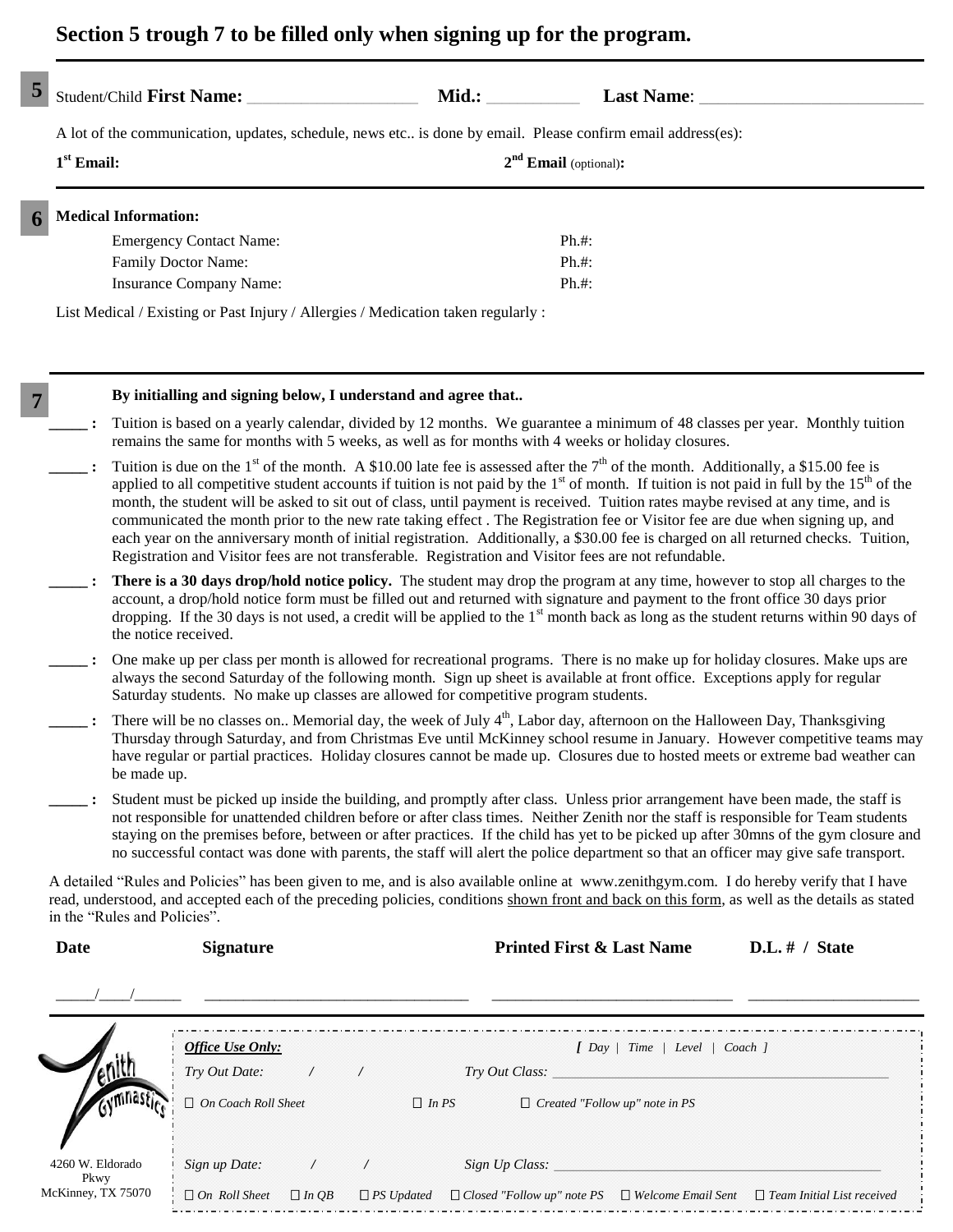# Section 5 trough 7 to be filled only when signing up for the program.

**5**

Student/Child **First Name:** ____________________ **Mid.:** __________ **Last Name**: __________________________

A lot of the communication, updates, schedule, news etc.. is done by email. Please confirm email address(es):

**1st Email:** **2nd Email** (optional)**:**

**6**

**Medical Information:**

Emergency Contact Name: Ph.#:

Family Doctor Name: Ph.#:

Insurance Company Name: Ph.#:

List Medical / Existing or Past Injury / Allergies / Medication taken regularly :

**7**

**By initialling and signing below, I understand and agree that..**

_____ : Tuition is based on a yearly calendar, divided by 12 months. We guarantee a minimum of 48 classes per year. Monthly tuition remains the same for months with 5 weeks, as well as for months with 4 weeks or holiday closures.

_____ : Tuition is due on the 1st of the month. A $10.00 late fee is assessed after the 7th of the month. Additionally, a $15.00 fee is applied to all competitive student accounts if tuition is not paid by the 1st of month. If tuition is not paid in full by the 15th of the month, the student will be asked to sit out of class, until payment is received. Tuition rates maybe revised at any time, and is communicated the month prior to the new rate taking effect . The Registration fee or Visitor fee are due when signing up, and each year on the anniversary month of initial registration. Additionally, a $30.00 fee is charged on all returned checks. Tuition, Registration and Visitor fees are not transferable. Registration and Visitor fees are not refundable.

_____ : **There is a 30 days drop/hold notice policy.** The student may drop the program at any time, however to stop all charges to the account, a drop/hold notice form must be filled out and returned with signature and payment to the front office 30 days prior dropping. If the 30 days is not used, a credit will be applied to the 1st month back as long as the student returns within 90 days of the notice received.

_____ : One make up per class per month is allowed for recreational programs. There is no make up for holiday closures. Make ups are always the second Saturday of the following month. Sign up sheet is available at front office. Exceptions apply for regular Saturday students. No make up classes are allowed for competitive program students.

_____ : There will be no classes on.. Memorial day, the week of July 4th, Labor day, afternoon on the Halloween Day, Thanksgiving Thursday through Saturday, and from Christmas Eve until McKinney school resume in January. However competitive teams may have regular or partial practices. Holiday closures cannot be made up. Closures due to hosted meets or extreme bad weather can be made up.

_____ : Student must be picked up inside the building, and promptly after class. Unless prior arrangement have been made, the staff is not responsible for unattended children before or after class times. Neither Zenith nor the staff is responsible for Team students staying on the premises before, between or after practices. If the child has yet to be picked up after 30mns of the gym closure and no successful contact was done with parents, the staff will alert the police department so that an officer may give safe transport.

A detailed "Rules and Policies" has been given to me, and is also available online at www.zenithgym.com. I do hereby verify that I have read, understood, and accepted each of the preceding policies, conditions shown front and back on this form, as well as the details as stated in the "Rules and Policies".

| Date | Signature | Printed First & Last Name | D.L. # / State |
|---|---|---|---|
| _____/____/______ | ________________________________ | _____________________________ | ____________________ |

Zenith Gymnastics
4260 W. Eldorado Pkwy
McKinney, TX 75070

*Office Use Only:* *[ Day | Time | Level | Coach ]*

*Try Out Date: / /* *Try Out Class:* _______________________________________________

☐ *On Coach Roll Sheet* ☐ *In PS* ☐ *Created "Follow up" note in PS*

*Sign up Date: / /* *Sign Up Class:* _______________________________________________

☐ *On Roll Sheet* ☐ *In QB* ☐ *PS Updated* ☐ *Closed "Follow up" note PS* ☐ *Welcome Email Sent* ☐ *Team Initial List received*